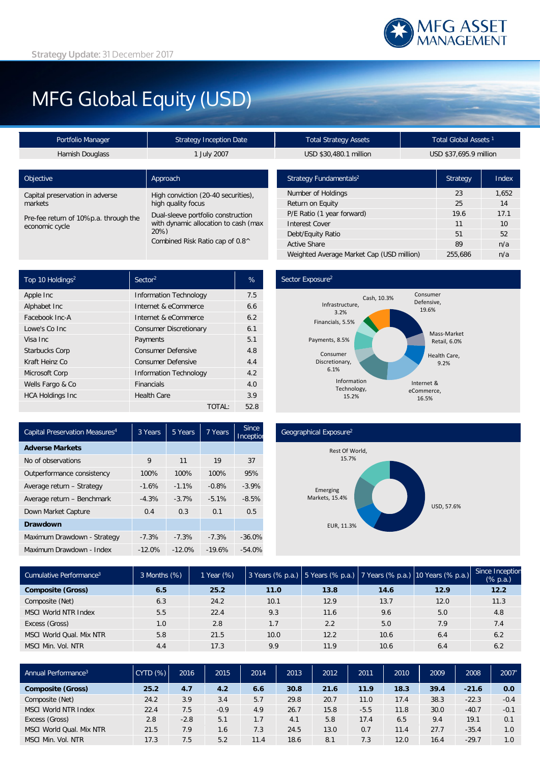Strategy Update: 31 December 2017

# MFG Global Equity (USD)

| Portfolio Manager | Strategy Inception Date | Total Strategy Assets | Total Global Assets [1] |
|---|---|---|---|
| Hamish Douglass | 1 July 2007 | USD $30,480.1 million | USD $37,695.9 million |

| Objective | Approach |
|---|---|
| Capital preservation in adverse markets | High conviction (20-40 securities), high quality focus |
| Pre-fee return of 10%p.a. through the economic cycle | Dual-sleeve portfolio construction with dynamic allocation to cash (max 20%) |
| | Combined Risk Ratio cap of 0.8^ |

| Strategy Fundamentals[2] | Strategy | Index |
|---|---|---|
| Number of Holdings | 23 | 1,652 |
| Return on Equity | 25 | 14 |
| P/E Ratio (1 year forward) | 19.6 | 17.1 |
| Interest Cover | 11 | 10 |
| Debt/Equity Ratio | 51 | 52 |
| Active Share | 89 | n/a |
| Weighted Average Market Cap (USD million) | 255,686 | n/a |

| Top 10 Holdings[2] | Sector[2] | % |
|---|---|---|
| Apple Inc | Information Technology | 7.5 |
| Alphabet Inc | Internet & eCommerce | 6.6 |
| Facebook Inc-A | Internet & eCommerce | 6.2 |
| Lowe's Co Inc | Consumer Discretionary | 6.1 |
| Visa Inc | Payments | 5.1 |
| Starbucks Corp | Consumer Defensive | 4.8 |
| Kraft Heinz Co | Consumer Defensive | 4.4 |
| Microsoft Corp | Information Technology | 4.2 |
| Wells Fargo & Co | Financials | 4.0 |
| HCA Holdings Inc | Health Care | 3.9 |
| | TOTAL: | 52.8 |

**Sector Exposure[2]**

Consumer Defensive, 19.6%; Mass-Market Retail, 6.0%; Health Care, 9.2%; Internet & eCommerce, 16.5%; Information Technology, 15.2%; Consumer Discretionary, 6.1%; Payments, 8.5%; Financials, 5.5%; Infrastructure, 3.2%; Cash, 10.3%

| Capital Preservation Measures[4] | 3 Years | 5 Years | 7 Years | Since Inception |
|---|---|---|---|---|
| **Adverse Markets** | | | | |
| No of observations | 9 | 11 | 19 | 37 |
| Outperformance consistency | 100% | 100% | 100% | 95% |
| Average return – Strategy | -1.6% | -1.1% | -0.8% | -3.9% |
| Average return – Benchmark | -4.3% | -3.7% | -5.1% | -8.5% |
| Down Market Capture | 0.4 | 0.3 | 0.1 | 0.5 |
| **Drawdown** | | | | |
| Maximum Drawdown - Strategy | -7.3% | -7.3% | -7.3% | -36.0% |
| Maximum Drawdown - Index | -12.0% | -12.0% | -19.6% | -54.0% |

**Geographical Exposure[2]**

USD, 57.6%; EUR, 11.3%; Emerging Markets, 15.4%; Rest Of World, 15.7%

| Cumulative Performance[3] | 3 Months (%) | 1 Year (%) | 3 Years (% p.a.) | 5 Years (% p.a.) | 7 Years (% p.a.) | 10 Years (% p.a.) | Since Inception (% p.a.) |
|---|---|---|---|---|---|---|---|
| **Composite (Gross)** | **6.5** | **25.2** | **11.0** | **13.8** | **14.6** | **12.9** | **12.2** |
| Composite (Net) | 6.3 | 24.2 | 10.1 | 12.9 | 13.7 | 12.0 | 11.3 |
| MSCI World NTR Index | 5.5 | 22.4 | 9.3 | 11.6 | 9.6 | 5.0 | 4.8 |
| Excess (Gross) | 1.0 | 2.8 | 1.7 | 2.2 | 5.0 | 7.9 | 7.4 |
| MSCI World Qual. Mix NTR | 5.8 | 21.5 | 10.0 | 12.2 | 10.6 | 6.4 | 6.2 |
| MSCI Min. Vol. NTR | 4.4 | 17.3 | 9.9 | 11.9 | 10.6 | 6.4 | 6.2 |

| Annual Performance[3] | CYTD (%) | 2016 | 2015 | 2014 | 2013 | 2012 | 2011 | 2010 | 2009 | 2008 | 2007* |
|---|---|---|---|---|---|---|---|---|---|---|---|
| **Composite (Gross)** | **25.2** | **4.7** | **4.2** | **6.6** | **30.8** | **21.6** | **11.9** | **18.3** | **39.4** | **-21.6** | **0.0** |
| Composite (Net) | 24.2 | 3.9 | 3.4 | 5.7 | 29.8 | 20.7 | 11.0 | 17.4 | 38.3 | -22.3 | -0.4 |
| MSCI World NTR Index | 22.4 | 7.5 | -0.9 | 4.9 | 26.7 | 15.8 | -5.5 | 11.8 | 30.0 | -40.7 | -0.1 |
| Excess (Gross) | 2.8 | -2.8 | 5.1 | 1.7 | 4.1 | 5.8 | 17.4 | 6.5 | 9.4 | 19.1 | 0.1 |
| MSCI World Qual. Mix NTR | 21.5 | 7.9 | 1.6 | 7.3 | 24.5 | 13.0 | 0.7 | 11.4 | 27.7 | -35.4 | 1.0 |
| MSCI Min. Vol. NTR | 17.3 | 7.5 | 5.2 | 11.4 | 18.6 | 8.1 | 7.3 | 12.0 | 16.4 | -29.7 | 1.0 |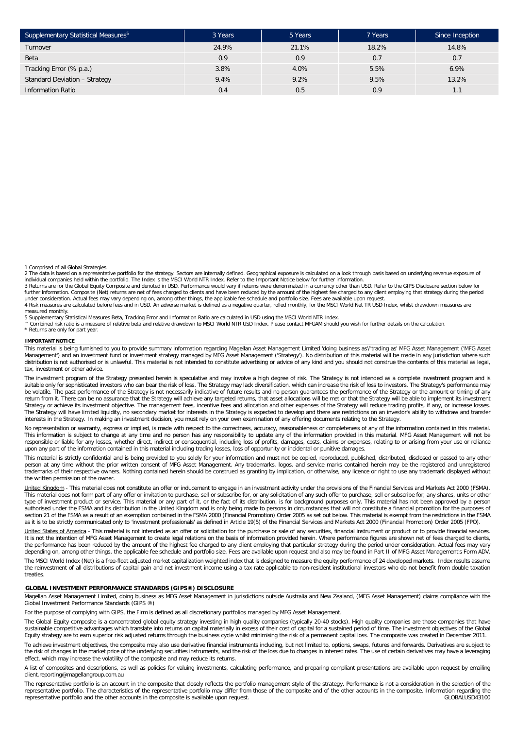| Supplementary Statistical Measures[5] | 3 Years | 5 Years | 7 Years | Since Inception |
|---|---|---|---|---|
| Turnover | 24.9% | 21.1% | 18.2% | 14.8% |
| Beta | 0.9 | 0.9 | 0.7 | 0.7 |
| Tracking Error (% p.a.) | 3.8% | 4.0% | 5.5% | 6.9% |
| Standard Deviation – Strategy | 9.4% | 9.2% | 9.5% | 13.2% |
| Information Ratio | 0.4 | 0.5 | 0.9 | 1.1 |

1 Comprised of all Global Strategies.
2 The data is based on a representative portfolio for the strategy. Sectors are internally defined. Geographical exposure is calculated on a look through basis based on underlying revenue exposure of individual companies held within the portfolio. The Index is the MSCI World NTR Index. Refer to the Important Notice below for further information.
3 Returns are for the Global Equity Composite and denoted in USD. Performance would vary if returns were denominated in a currency other than USD. Refer to the GIPS Disclosure section below for further information. Composite (Net) returns are net of fees charged to clients and have been reduced by the amount of the highest fee charged to any client employing that strategy during the period under consideration. Actual fees may vary depending on, among other things, the applicable fee schedule and portfolio size. Fees are available upon request.
4 Risk measures are calculated before fees and in USD. An adverse market is defined as a negative quarter, rolled monthly, for the MSCI World Net TR USD Index, whilst drawdown measures are measured monthly.
5 Supplementary Statistical Measures Beta, Tracking Error and Information Ratio are calculated in USD using the MSCI World NTR Index.
^ Combined risk ratio is a measure of relative beta and relative drawdown to MSCI World NTR USD Index. Please contact MFGAM should you wish for further details on the calculation.
* Returns are only for part year.

**IMPORTANT NOTICE**

This material is being furnished to you to provide summary information regarding Magellan Asset Management Limited 'doing business as'/'trading as' MFG Asset Management ('MFG Asset Management') and an investment fund or investment strategy managed by MFG Asset Management ('Strategy'). No distribution of this material will be made in any jurisdiction where such distribution is not authorised or is unlawful. This material is not intended to constitute advertising or advice of any kind and you should not construe the contents of this material as legal, tax, investment or other advice.

The investment program of the Strategy presented herein is speculative and may involve a high degree of risk. The Strategy is not intended as a complete investment program and is suitable only for sophisticated investors who can bear the risk of loss. The Strategy may lack diversification, which can increase the risk of loss to investors. The Strategy's performance may be volatile. The past performance of the Strategy is not necessarily indicative of future results and no person guarantees the performance of the Strategy or the amount or timing of any return from it. There can be no assurance that the Strategy will achieve any targeted returns, that asset allocations will be met or that the Strategy will be able to implement its investment Strategy or achieve its investment objective. The management fees, incentive fees and allocation and other expenses of the Strategy will reduce trading profits, if any, or increase losses. The Strategy will have limited liquidity, no secondary market for interests in the Strategy is expected to develop and there are restrictions on an investor's ability to withdraw and transfer interests in the Strategy. In making an investment decision, you must rely on your own examination of any offering documents relating to the Strategy.

No representation or warranty, express or implied, is made with respect to the correctness, accuracy, reasonableness or completeness of any of the information contained in this material. This information is subject to change at any time and no person has any responsibility to update any of the information provided in this material. MFG Asset Management will not be responsible or liable for any losses, whether direct, indirect or consequential, including loss of profits, damages, costs, claims or expenses, relating to or arising from your use or reliance upon any part of the information contained in this material including trading losses, loss of opportunity or incidental or punitive damages.

This material is strictly confidential and is being provided to you solely for your information and must not be copied, reproduced, published, distributed, disclosed or passed to any other person at any time without the prior written consent of MFG Asset Management. Any trademarks, logos, and service marks contained herein may be the registered and unregistered trademarks of their respective owners. Nothing contained herein should be construed as granting by implication, or otherwise, any licence or right to use any trademark displayed without the written permission of the owner.

United Kingdom - This material does not constitute an offer or inducement to engage in an investment activity under the provisions of the Financial Services and Markets Act 2000 (FSMA). This material does not form part of any offer or invitation to purchase, sell or subscribe for, or any solicitation of any such offer to purchase, sell or subscribe for, any shares, units or other type of investment product or service. This material or any part of it, or the fact of its distribution, is for background purposes only. This material has not been approved by a person authorised under the FSMA and its distribution in the United Kingdom and is only being made to persons in circumstances that will not constitute a financial promotion for the purposes of section 21 of the FSMA as a result of an exemption contained in the FSMA 2000 (Financial Promotion) Order 2005 as set out below. This material is exempt from the restrictions in the FSMA as it is to be strictly communicated only to 'investment professionals' as defined in Article 19(5) of the Financial Services and Markets Act 2000 (Financial Promotion) Order 2005 (FPO).

United States of America - This material is not intended as an offer or solicitation for the purchase or sale of any securities, financial instrument or product or to provide financial services. It is not the intention of MFG Asset Management to create legal relations on the basis of information provided herein. Where performance figures are shown net of fees charged to clients, the performance has been reduced by the amount of the highest fee charged to any client employing that particular strategy during the period under consideration. Actual fees may vary depending on, among other things, the applicable fee schedule and portfolio size. Fees are available upon request and also may be found in Part II of MFG Asset Management's Form ADV.

The MSCI World Index (Net) is a free-float adjusted market capitalization weighted index that is designed to measure the equity performance of 24 developed markets. Index results assume the reinvestment of all distributions of capital gain and net investment income using a tax rate applicable to non-resident institutional investors who do not benefit from double taxation treaties.

**GLOBAL INVESTMENT PERFORMANCE STANDARDS (GIPS®) DISCLOSURE**

Magellan Asset Management Limited, doing business as MFG Asset Management in jurisdictions outside Australia and New Zealand, (MFG Asset Management) claims compliance with the Global Investment Performance Standards (GIPS ®)

For the purpose of complying with GIPS, the Firm is defined as all discretionary portfolios managed by MFG Asset Management.

The Global Equity composite is a concentrated global equity strategy investing in high quality companies (typically 20-40 stocks). High quality companies are those companies that have sustainable competitive advantages which translate into returns on capital materially in excess of their cost of capital for a sustained period of time. The investment objectives of the Global Equity strategy are to earn superior risk adjusted returns through the business cycle whilst minimising the risk of a permanent capital loss. The composite was created in December 2011.

To achieve investment objectives, the composite may also use derivative financial instruments including, but not limited to, options, swaps, futures and forwards. Derivatives are subject to the risk of changes in the market price of the underlying securities instruments, and the risk of the loss due to changes in interest rates. The use of certain derivatives may have a leveraging effect, which may increase the volatility of the composite and may reduce its returns.

A list of composites and descriptions, as well as policies for valuing investments, calculating performance, and preparing compliant presentations are available upon request by emailing client.reporting@magellangroup.com.au

The representative portfolio is an account in the composite that closely reflects the portfolio management style of the strategy. Performance is not a consideration in the selection of the representative portfolio. The characteristics of the representative portfolio may differ from those of the composite and of the other accounts in the composite. Information regarding the representative portfolio and the other accounts in the composite is available upon request.

GLOBALUSD43100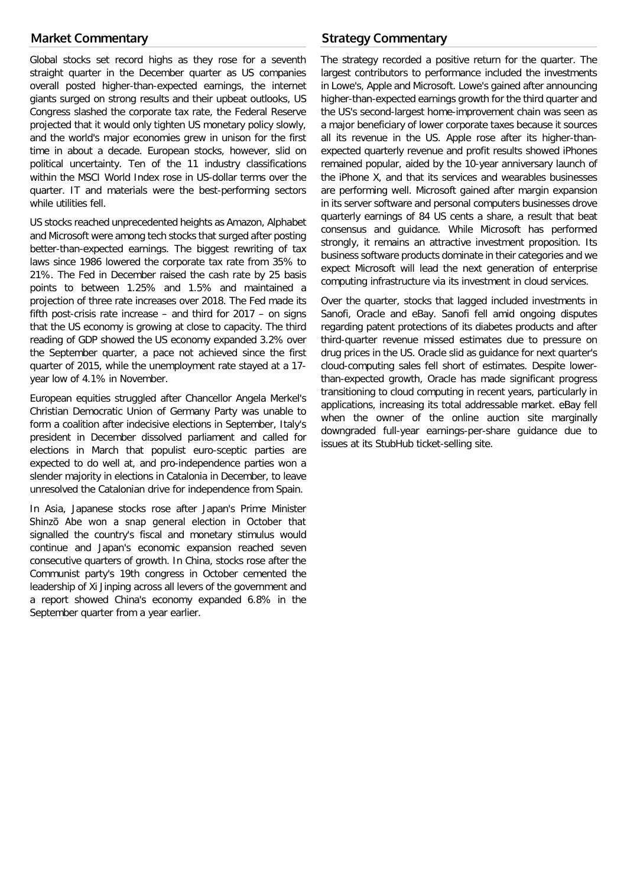## Market Commentary

Global stocks set record highs as they rose for a seventh straight quarter in the December quarter as US companies overall posted higher-than-expected earnings, the internet giants surged on strong results and their upbeat outlooks, US Congress slashed the corporate tax rate, the Federal Reserve projected that it would only tighten US monetary policy slowly, and the world's major economies grew in unison for the first time in about a decade. European stocks, however, slid on political uncertainty. Ten of the 11 industry classifications within the MSCI World Index rose in US-dollar terms over the quarter. IT and materials were the best-performing sectors while utilities fell.

US stocks reached unprecedented heights as Amazon, Alphabet and Microsoft were among tech stocks that surged after posting better-than-expected earnings. The biggest rewriting of tax laws since 1986 lowered the corporate tax rate from 35% to 21%. The Fed in December raised the cash rate by 25 basis points to between 1.25% and 1.5% and maintained a projection of three rate increases over 2018. The Fed made its fifth post-crisis rate increase – and third for 2017 – on signs that the US economy is growing at close to capacity. The third reading of GDP showed the US economy expanded 3.2% over the September quarter, a pace not achieved since the first quarter of 2015, while the unemployment rate stayed at a 17-year low of 4.1% in November.

European equities struggled after Chancellor Angela Merkel's Christian Democratic Union of Germany Party was unable to form a coalition after indecisive elections in September, Italy's president in December dissolved parliament and called for elections in March that populist euro-sceptic parties are expected to do well at, and pro-independence parties won a slender majority in elections in Catalonia in December, to leave unresolved the Catalonian drive for independence from Spain.

In Asia, Japanese stocks rose after Japan's Prime Minister Shinzō Abe won a snap general election in October that signalled the country's fiscal and monetary stimulus would continue and Japan's economic expansion reached seven consecutive quarters of growth. In China, stocks rose after the Communist party's 19th congress in October cemented the leadership of Xi Jinping across all levers of the government and a report showed China's economy expanded 6.8% in the September quarter from a year earlier.

## Strategy Commentary

The strategy recorded a positive return for the quarter. The largest contributors to performance included the investments in Lowe's, Apple and Microsoft. Lowe's gained after announcing higher-than-expected earnings growth for the third quarter and the US's second-largest home-improvement chain was seen as a major beneficiary of lower corporate taxes because it sources all its revenue in the US. Apple rose after its higher-than-expected quarterly revenue and profit results showed iPhones remained popular, aided by the 10-year anniversary launch of the iPhone X, and that its services and wearables businesses are performing well. Microsoft gained after margin expansion in its server software and personal computers businesses drove quarterly earnings of 84 US cents a share, a result that beat consensus and guidance. While Microsoft has performed strongly, it remains an attractive investment proposition. Its business software products dominate in their categories and we expect Microsoft will lead the next generation of enterprise computing infrastructure via its investment in cloud services.

Over the quarter, stocks that lagged included investments in Sanofi, Oracle and eBay. Sanofi fell amid ongoing disputes regarding patent protections of its diabetes products and after third-quarter revenue missed estimates due to pressure on drug prices in the US. Oracle slid as guidance for next quarter's cloud-computing sales fell short of estimates. Despite lower-than-expected growth, Oracle has made significant progress transitioning to cloud computing in recent years, particularly in applications, increasing its total addressable market. eBay fell when the owner of the online auction site marginally downgraded full-year earnings-per-share guidance due to issues at its StubHub ticket-selling site.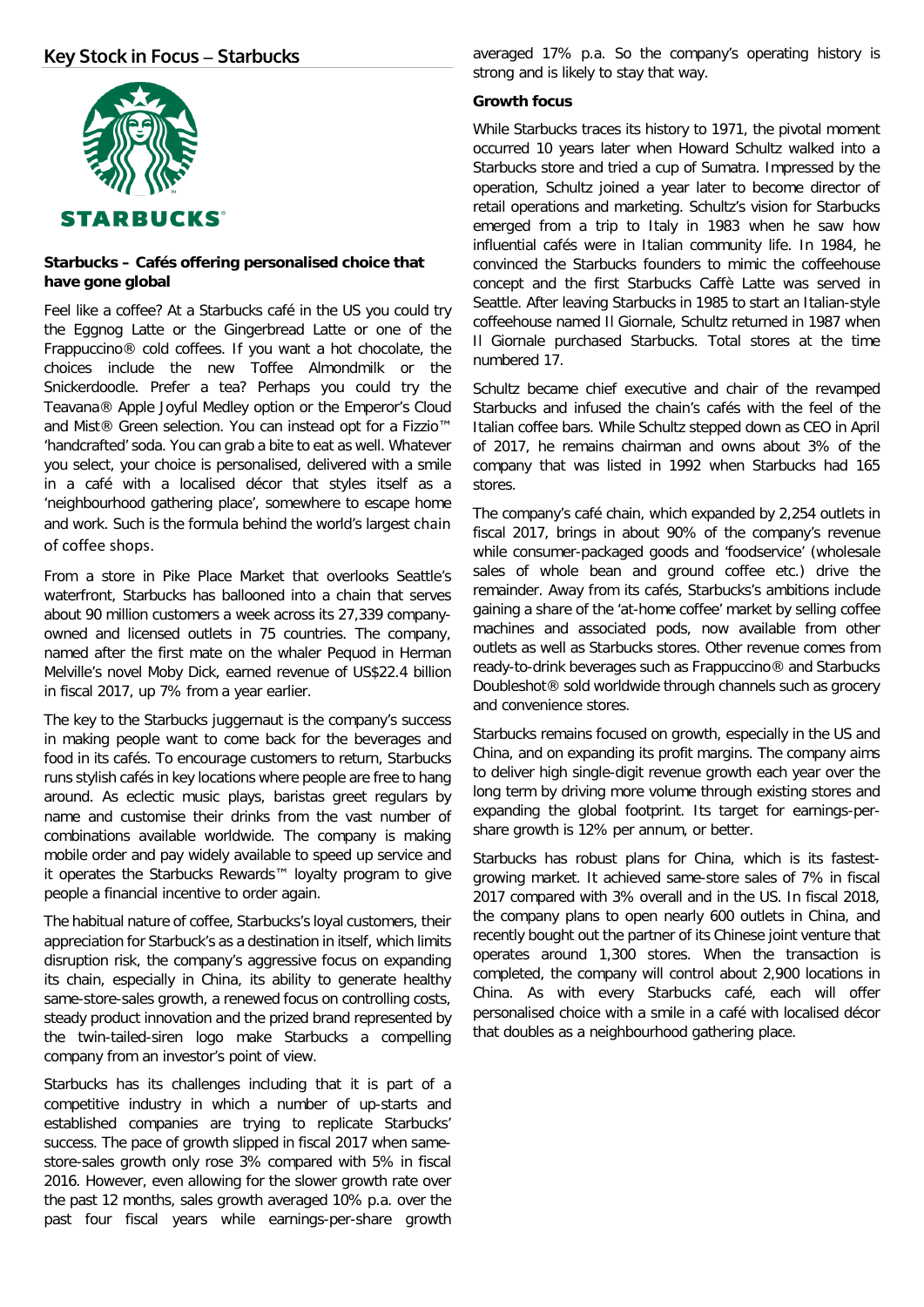## Key Stock in Focus – Starbucks

**Starbucks – Cafés offering personalised choice that have gone global**

Feel like a coffee? At a Starbucks café in the US you could try the Eggnog Latte or the Gingerbread Latte or one of the Frappuccino® cold coffees. If you want a hot chocolate, the choices include the new Toffee Almondmilk or the Snickerdoodle. Prefer a tea? Perhaps you could try the Teavana® Apple Joyful Medley option or the Emperor's Cloud and Mist® Green selection. You can instead opt for a Fizzio™ 'handcrafted' soda. You can grab a bite to eat as well. Whatever you select, your choice is personalised, delivered with a smile in a café with a localised décor that styles itself as a 'neighbourhood gathering place', somewhere to escape home and work. Such is the formula behind the world's largest chain of coffee shops.

From a store in Pike Place Market that overlooks Seattle's waterfront, Starbucks has ballooned into a chain that serves about 90 million customers a week across its 27,339 company-owned and licensed outlets in 75 countries. The company, named after the first mate on the whaler Pequod in Herman Melville's novel Moby Dick, earned revenue of US$22.4 billion in fiscal 2017, up 7% from a year earlier.

The key to the Starbucks juggernaut is the company's success in making people want to come back for the beverages and food in its cafés. To encourage customers to return, Starbucks runs stylish cafés in key locations where people are free to hang around. As eclectic music plays, baristas greet regulars by name and customise their drinks from the vast number of combinations available worldwide. The company is making mobile order and pay widely available to speed up service and it operates the Starbucks Rewards™ loyalty program to give people a financial incentive to order again.

The habitual nature of coffee, Starbucks's loyal customers, their appreciation for Starbuck's as a destination in itself, which limits disruption risk, the company's aggressive focus on expanding its chain, especially in China, its ability to generate healthy same-store-sales growth, a renewed focus on controlling costs, steady product innovation and the prized brand represented by the twin-tailed-siren logo make Starbucks a compelling company from an investor's point of view.

Starbucks has its challenges including that it is part of a competitive industry in which a number of up-starts and established companies are trying to replicate Starbucks' success. The pace of growth slipped in fiscal 2017 when same-store-sales growth only rose 3% compared with 5% in fiscal 2016. However, even allowing for the slower growth rate over the past 12 months, sales growth averaged 10% p.a. over the past four fiscal years while earnings-per-share growth averaged 17% p.a. So the company's operating history is strong and is likely to stay that way.

**Growth focus**

While Starbucks traces its history to 1971, the pivotal moment occurred 10 years later when Howard Schultz walked into a Starbucks store and tried a cup of Sumatra. Impressed by the operation, Schultz joined a year later to become director of retail operations and marketing. Schultz's vision for Starbucks emerged from a trip to Italy in 1983 when he saw how influential cafés were in Italian community life. In 1984, he convinced the Starbucks founders to mimic the coffeehouse concept and the first Starbucks Caffè Latte was served in Seattle. After leaving Starbucks in 1985 to start an Italian-style coffeehouse named Il Giornale, Schultz returned in 1987 when Il Giornale purchased Starbucks. Total stores at the time numbered 17.

Schultz became chief executive and chair of the revamped Starbucks and infused the chain's cafés with the feel of the Italian coffee bars. While Schultz stepped down as CEO in April of 2017, he remains chairman and owns about 3% of the company that was listed in 1992 when Starbucks had 165 stores.

The company's café chain, which expanded by 2,254 outlets in fiscal 2017, brings in about 90% of the company's revenue while consumer-packaged goods and 'foodservice' (wholesale sales of whole bean and ground coffee etc.) drive the remainder. Away from its cafés, Starbucks's ambitions include gaining a share of the 'at-home coffee' market by selling coffee machines and associated pods, now available from other outlets as well as Starbucks stores. Other revenue comes from ready-to-drink beverages such as Frappuccino® and Starbucks Doubleshot® sold worldwide through channels such as grocery and convenience stores.

Starbucks remains focused on growth, especially in the US and China, and on expanding its profit margins. The company aims to deliver high single-digit revenue growth each year over the long term by driving more volume through existing stores and expanding the global footprint. Its target for earnings-per-share growth is 12% per annum, or better.

Starbucks has robust plans for China, which is its fastest-growing market. It achieved same-store sales of 7% in fiscal 2017 compared with 3% overall and in the US. In fiscal 2018, the company plans to open nearly 600 outlets in China, and recently bought out the partner of its Chinese joint venture that operates around 1,300 stores. When the transaction is completed, the company will control about 2,900 locations in China. As with every Starbucks café, each will offer personalised choice with a smile in a café with localised décor that doubles as a neighbourhood gathering place.